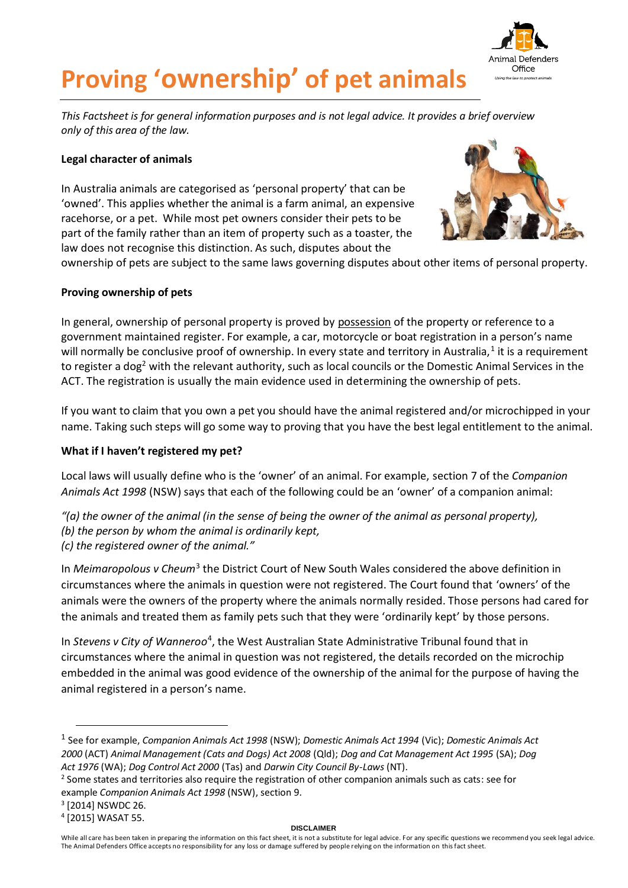# Proving 'ownership' of pet animals

*This Factsheet is for general information purposes and is not legal advice. It provides a brief overview only of this area of the law.*

**Legal character of animals**

In Australia animals are categorised as 'personal property' that can be 'owned'. This applies whether the animal is a farm animal, an expensive racehorse, or a pet. While most pet owners consider their pets to be part of the family rather than an item of property such as a toaster, the law does not recognise this distinction. As such, disputes about the ownership of pets are subject to the same laws governing disputes about other items of personal property.

**Proving ownership of pets**

In general, ownership of personal property is proved by possession of the property or reference to a government maintained register. For example, a car, motorcycle or boat registration in a person's name will normally be conclusive proof of ownership. In every state and territory in Australia,[1] it is a requirement to register a dog[2] with the relevant authority, such as local councils or the Domestic Animal Services in the ACT. The registration is usually the main evidence used in determining the ownership of pets.

If you want to claim that you own a pet you should have the animal registered and/or microchipped in your name. Taking such steps will go some way to proving that you have the best legal entitlement to the animal.

**What if I haven't registered my pet?**

Local laws will usually define who is the 'owner' of an animal. For example, section 7 of the *Companion Animals Act 1998* (NSW) says that each of the following could be an 'owner' of a companion animal:

*"(a) the owner of the animal (in the sense of being the owner of the animal as personal property),*
*(b) the person by whom the animal is ordinarily kept,*
*(c) the registered owner of the animal."*

In *Meimaropolous v Cheum*[3] the District Court of New South Wales considered the above definition in circumstances where the animals in question were not registered. The Court found that 'owners' of the animals were the owners of the property where the animals normally resided. Those persons had cared for the animals and treated them as family pets such that they were 'ordinarily kept' by those persons.

In *Stevens v City of Wanneroo*[4], the West Australian State Administrative Tribunal found that in circumstances where the animal in question was not registered, the details recorded on the microchip embedded in the animal was good evidence of the ownership of the animal for the purpose of having the animal registered in a person's name.

---

[1] See for example, *Companion Animals Act 1998* (NSW); *Domestic Animals Act 1994* (Vic); *Domestic Animals Act 2000* (ACT) *Animal Management (Cats and Dogs) Act 2008* (Qld); *Dog and Cat Management Act 1995* (SA); *Dog Act 1976* (WA); *Dog Control Act 2000* (Tas) and *Darwin City Council By-Laws* (NT).

[2] Some states and territories also require the registration of other companion animals such as cats: see for example *Companion Animals Act 1998* (NSW), section 9.

[3] [2014] NSWDC 26.

[4] [2015] WASAT 55.

**DISCLAIMER**

While all care has been taken in preparing the information on this fact sheet, it is not a substitute for legal advice. For any specific questions we recommend you seek legal advice. The Animal Defenders Office accepts no responsibility for any loss or damage suffered by people relying on the information on this fact sheet.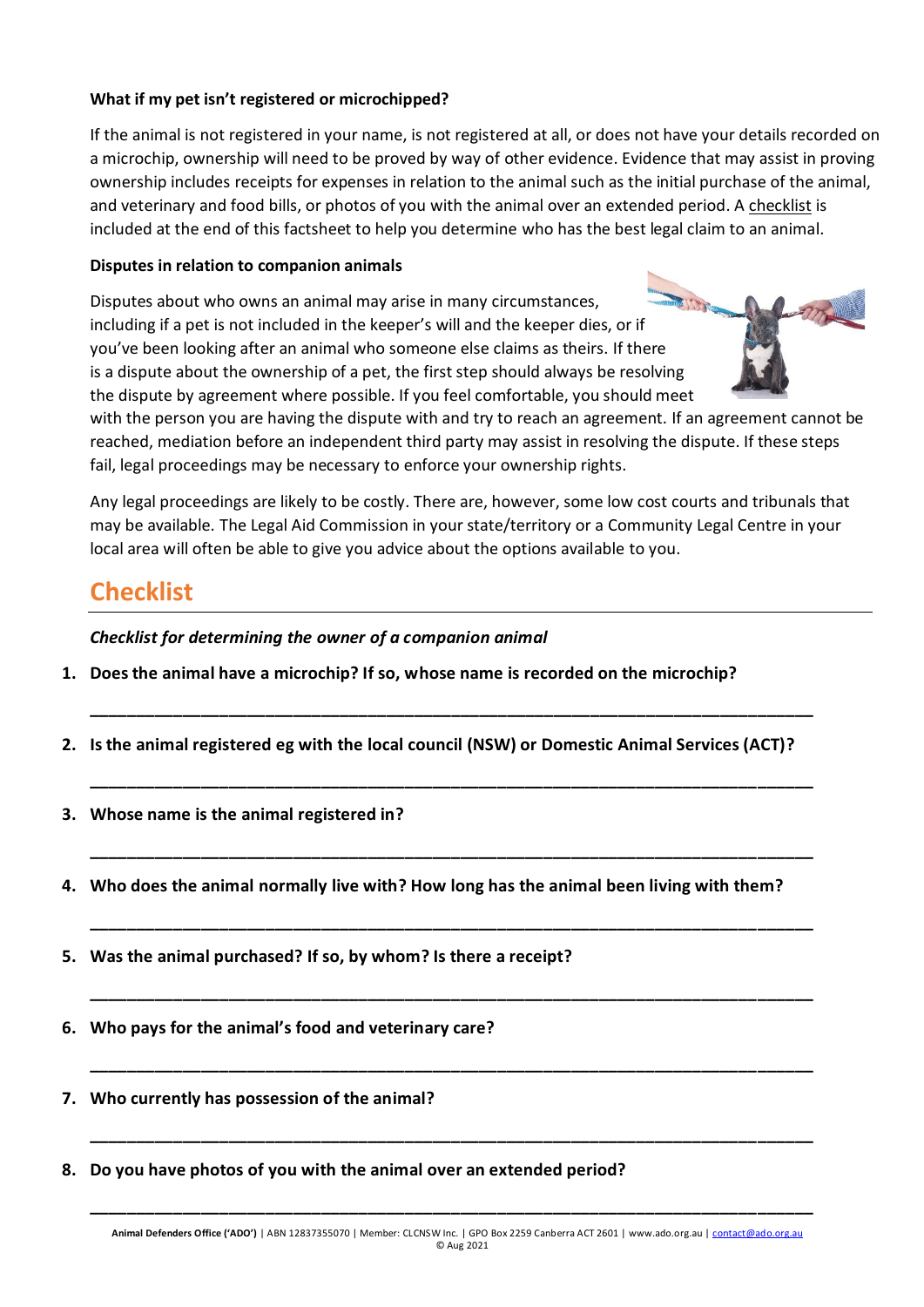**What if my pet isn't registered or microchipped?**

If the animal is not registered in your name, is not registered at all, or does not have your details recorded on a microchip, ownership will need to be proved by way of other evidence. Evidence that may assist in proving ownership includes receipts for expenses in relation to the animal such as the initial purchase of the animal, and veterinary and food bills, or photos of you with the animal over an extended period. A checklist is included at the end of this factsheet to help you determine who has the best legal claim to an animal.

**Disputes in relation to companion animals**

Disputes about who owns an animal may arise in many circumstances, including if a pet is not included in the keeper's will and the keeper dies, or if you've been looking after an animal who someone else claims as theirs. If there is a dispute about the ownership of a pet, the first step should always be resolving the dispute by agreement where possible. If you feel comfortable, you should meet with the person you are having the dispute with and try to reach an agreement. If an agreement cannot be reached, mediation before an independent third party may assist in resolving the dispute. If these steps fail, legal proceedings may be necessary to enforce your ownership rights.

Any legal proceedings are likely to be costly. There are, however, some low cost courts and tribunals that may be available. The Legal Aid Commission in your state/territory or a Community Legal Centre in your local area will often be able to give you advice about the options available to you.

## Checklist

*Checklist for determining the owner of a companion animal*

1. **Does the animal have a microchip? If so, whose name is recorded on the microchip?**

   ______________________________________________________________________________

2. **Is the animal registered eg with the local council (NSW) or Domestic Animal Services (ACT)?**

   ______________________________________________________________________________

3. **Whose name is the animal registered in?**

   ______________________________________________________________________________

4. **Who does the animal normally live with? How long has the animal been living with them?**

   ______________________________________________________________________________

5. **Was the animal purchased? If so, by whom? Is there a receipt?**

   ______________________________________________________________________________

6. **Who pays for the animal's food and veterinary care?**

   ______________________________________________________________________________

7. **Who currently has possession of the animal?**

   ______________________________________________________________________________

8. **Do you have photos of you with the animal over an extended period?**

   ______________________________________________________________________________

**Animal Defenders Office ('ADO')** | ABN 12837355070 | Member: CLCNSW Inc. | GPO Box 2259 Canberra ACT 2601 | www.ado.org.au | contact@ado.org.au
© Aug 2021